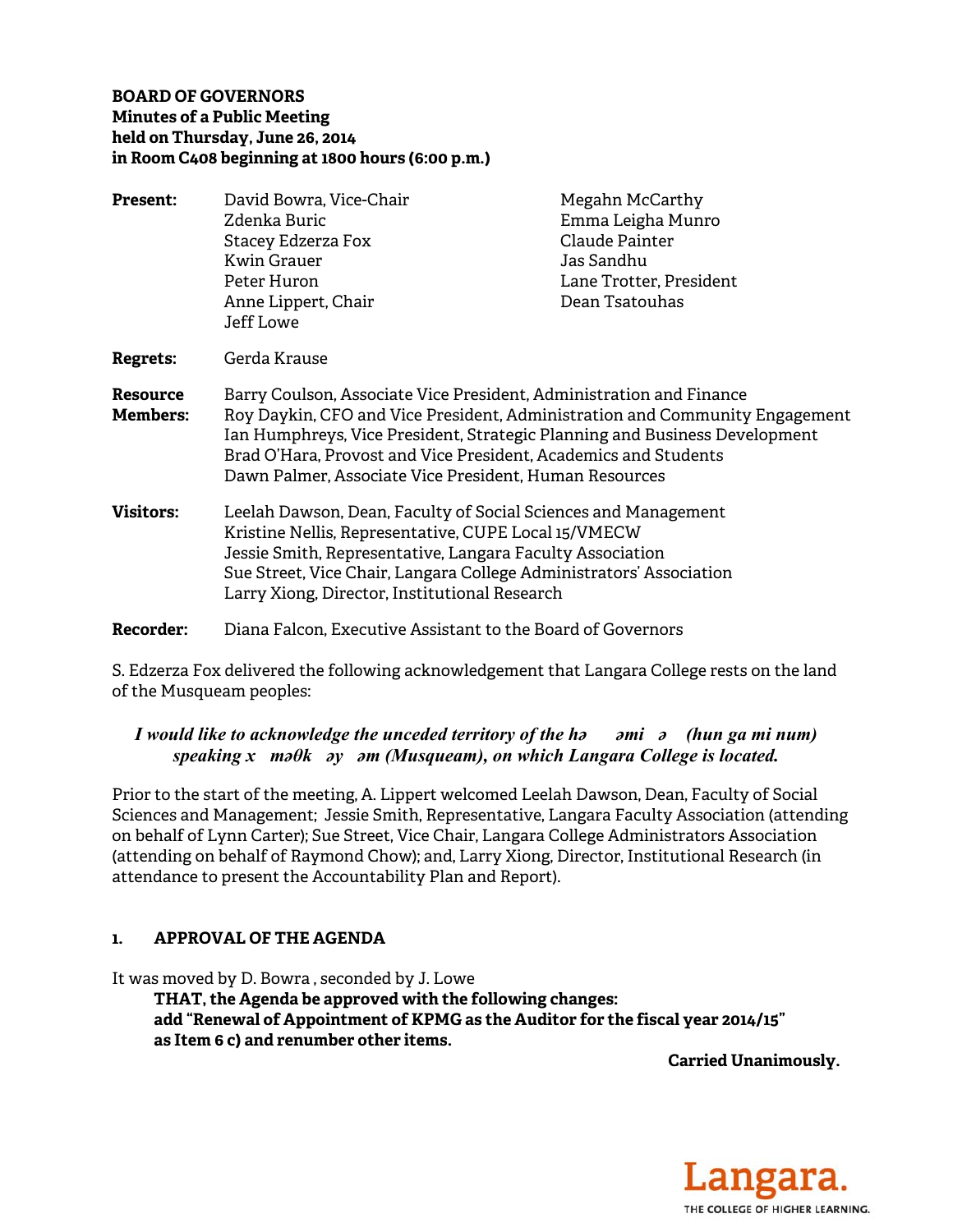**BOARD OF GOVERNORS**
**Minutes of a Public Meeting**
**held on Thursday, June 26, 2014**
**in Room C408 beginning at 1800 hours (6:00 p.m.)**

**Present:** David Bowra, Vice-Chair
Zdenka Buric
Stacey Edzerza Fox
Kwin Grauer
Peter Huron
Anne Lippert, Chair
Jeff Lowe
Megahn McCarthy
Emma Leigha Munro
Claude Painter
Jas Sandhu
Lane Trotter, President
Dean Tsatouhas

**Regrets:** Gerda Krause

**Resource Members:** Barry Coulson, Associate Vice President, Administration and Finance
Roy Daykin, CFO and Vice President, Administration and Community Engagement
Ian Humphreys, Vice President, Strategic Planning and Business Development
Brad O'Hara, Provost and Vice President, Academics and Students
Dawn Palmer, Associate Vice President, Human Resources

**Visitors:** Leelah Dawson, Dean, Faculty of Social Sciences and Management
Kristine Nellis, Representative, CUPE Local 15/VMECW
Jessie Smith, Representative, Langara Faculty Association
Sue Street, Vice Chair, Langara College Administrators' Association
Larry Xiong, Director, Institutional Research

**Recorder:** Diana Falcon, Executive Assistant to the Board of Governors

S. Edzerza Fox delivered the following acknowledgement that Langara College rests on the land of the Musqueam peoples:

***I would like to acknowledge the unceded territory of the hə əmi ə (hun ga mi num) speaking x məθk əy əm (Musqueam), on which Langara College is located.***

Prior to the start of the meeting, A. Lippert welcomed Leelah Dawson, Dean, Faculty of Social Sciences and Management; Jessie Smith, Representative, Langara Faculty Association (attending on behalf of Lynn Carter); Sue Street, Vice Chair, Langara College Administrators Association (attending on behalf of Raymond Chow); and, Larry Xiong, Director, Institutional Research (in attendance to present the Accountability Plan and Report).

## 1. APPROVAL OF THE AGENDA

It was moved by D. Bowra , seconded by J. Lowe

**THAT, the Agenda be approved with the following changes:**
**add "Renewal of Appointment of KPMG as the Auditor for the fiscal year 2014/15" as Item 6 c) and renumber other items.**

**Carried Unanimously.**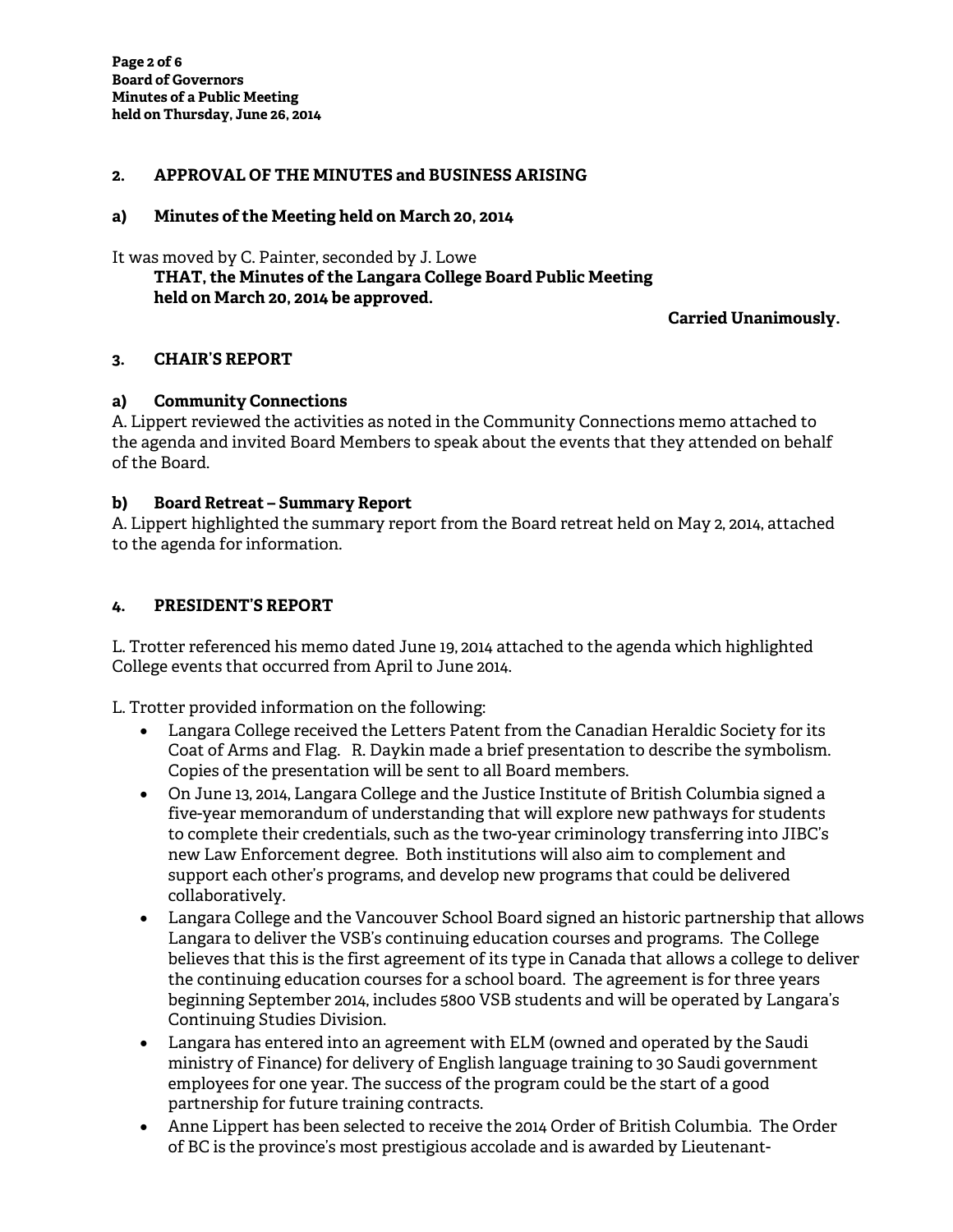## 2. APPROVAL OF THE MINUTES and BUSINESS ARISING

### a) Minutes of the Meeting held on March 20, 2014

It was moved by C. Painter, seconded by J. Lowe

**THAT, the Minutes of the Langara College Board Public Meeting held on March 20, 2014 be approved.**

**Carried Unanimously.**

## 3. CHAIR'S REPORT

### a) Community Connections

A. Lippert reviewed the activities as noted in the Community Connections memo attached to the agenda and invited Board Members to speak about the events that they attended on behalf of the Board.

### b) Board Retreat – Summary Report

A. Lippert highlighted the summary report from the Board retreat held on May 2, 2014, attached to the agenda for information.

## 4. PRESIDENT'S REPORT

L. Trotter referenced his memo dated June 19, 2014 attached to the agenda which highlighted College events that occurred from April to June 2014.

L. Trotter provided information on the following:

- Langara College received the Letters Patent from the Canadian Heraldic Society for its Coat of Arms and Flag. R. Daykin made a brief presentation to describe the symbolism. Copies of the presentation will be sent to all Board members.
- On June 13, 2014, Langara College and the Justice Institute of British Columbia signed a five-year memorandum of understanding that will explore new pathways for students to complete their credentials, such as the two-year criminology transferring into JIBC's new Law Enforcement degree. Both institutions will also aim to complement and support each other's programs, and develop new programs that could be delivered collaboratively.
- Langara College and the Vancouver School Board signed an historic partnership that allows Langara to deliver the VSB's continuing education courses and programs. The College believes that this is the first agreement of its type in Canada that allows a college to deliver the continuing education courses for a school board. The agreement is for three years beginning September 2014, includes 5800 VSB students and will be operated by Langara's Continuing Studies Division.
- Langara has entered into an agreement with ELM (owned and operated by the Saudi ministry of Finance) for delivery of English language training to 30 Saudi government employees for one year. The success of the program could be the start of a good partnership for future training contracts.
- Anne Lippert has been selected to receive the 2014 Order of British Columbia. The Order of BC is the province's most prestigious accolade and is awarded by Lieutenant-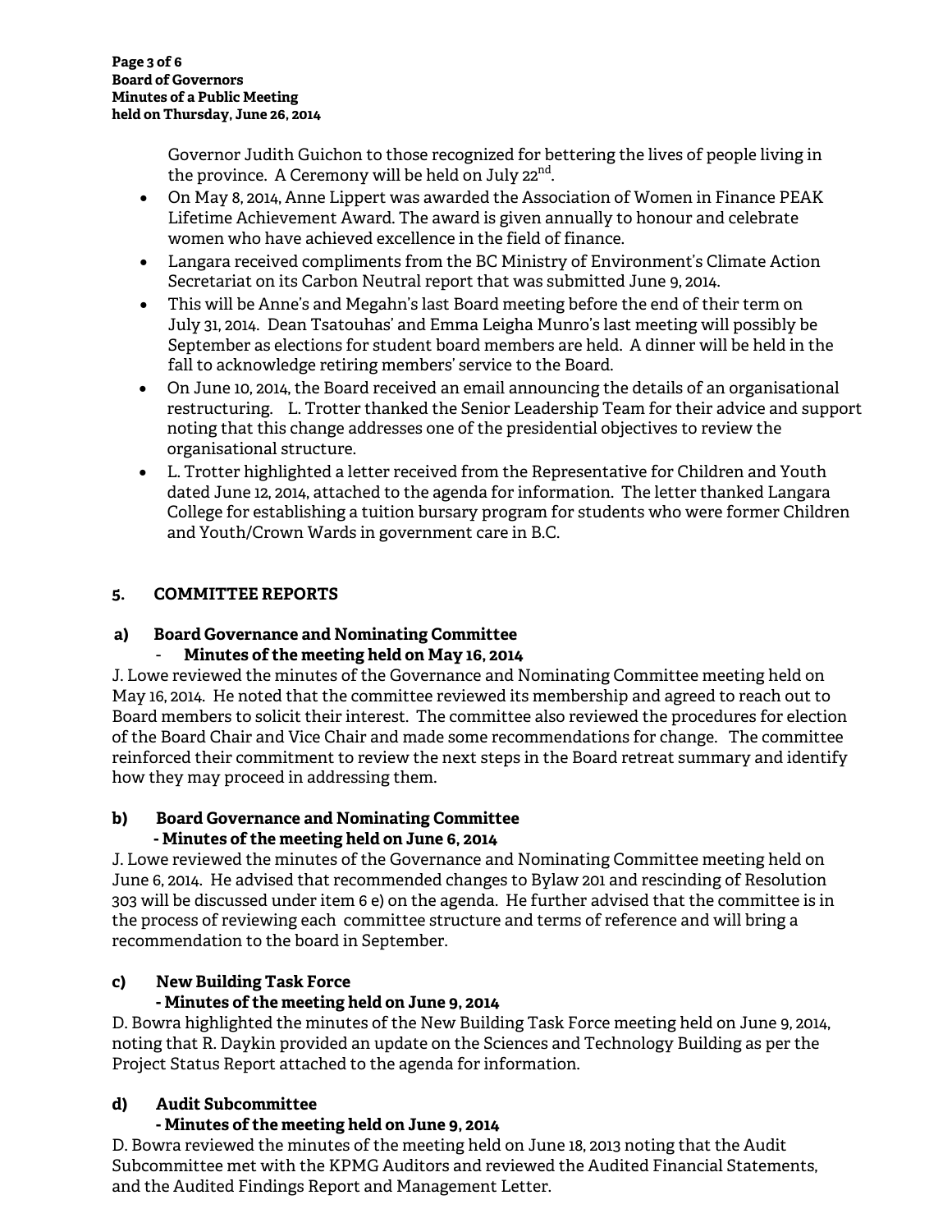Governor Judith Guichon to those recognized for bettering the lives of people living in the province. A Ceremony will be held on July 22nd.

- On May 8, 2014, Anne Lippert was awarded the Association of Women in Finance PEAK Lifetime Achievement Award. The award is given annually to honour and celebrate women who have achieved excellence in the field of finance.
- Langara received compliments from the BC Ministry of Environment's Climate Action Secretariat on its Carbon Neutral report that was submitted June 9, 2014.
- This will be Anne's and Megahn's last Board meeting before the end of their term on July 31, 2014. Dean Tsatouhas' and Emma Leigha Munro's last meeting will possibly be September as elections for student board members are held. A dinner will be held in the fall to acknowledge retiring members' service to the Board.
- On June 10, 2014, the Board received an email announcing the details of an organisational restructuring. L. Trotter thanked the Senior Leadership Team for their advice and support noting that this change addresses one of the presidential objectives to review the organisational structure.
- L. Trotter highlighted a letter received from the Representative for Children and Youth dated June 12, 2014, attached to the agenda for information. The letter thanked Langara College for establishing a tuition bursary program for students who were former Children and Youth/Crown Wards in government care in B.C.

## 5. COMMITTEE REPORTS

### a) Board Governance and Nominating Committee

**- Minutes of the meeting held on May 16, 2014**

J. Lowe reviewed the minutes of the Governance and Nominating Committee meeting held on May 16, 2014. He noted that the committee reviewed its membership and agreed to reach out to Board members to solicit their interest. The committee also reviewed the procedures for election of the Board Chair and Vice Chair and made some recommendations for change. The committee reinforced their commitment to review the next steps in the Board retreat summary and identify how they may proceed in addressing them.

### b) Board Governance and Nominating Committee

**- Minutes of the meeting held on June 6, 2014**

J. Lowe reviewed the minutes of the Governance and Nominating Committee meeting held on June 6, 2014. He advised that recommended changes to Bylaw 201 and rescinding of Resolution 303 will be discussed under item 6 e) on the agenda. He further advised that the committee is in the process of reviewing each committee structure and terms of reference and will bring a recommendation to the board in September.

### c) New Building Task Force

**- Minutes of the meeting held on June 9, 2014**

D. Bowra highlighted the minutes of the New Building Task Force meeting held on June 9, 2014, noting that R. Daykin provided an update on the Sciences and Technology Building as per the Project Status Report attached to the agenda for information.

### d) Audit Subcommittee

**- Minutes of the meeting held on June 9, 2014**

D. Bowra reviewed the minutes of the meeting held on June 18, 2013 noting that the Audit Subcommittee met with the KPMG Auditors and reviewed the Audited Financial Statements, and the Audited Findings Report and Management Letter.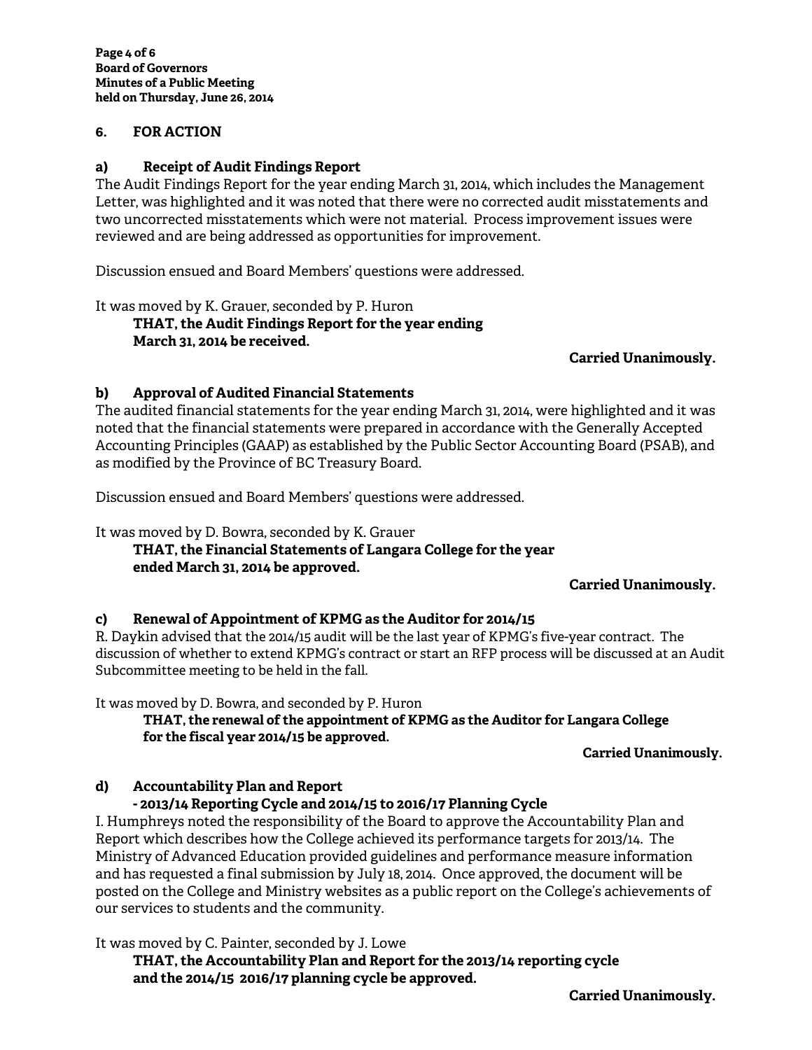## 6. FOR ACTION

### a) Receipt of Audit Findings Report

The Audit Findings Report for the year ending March 31, 2014, which includes the Management Letter, was highlighted and it was noted that there were no corrected audit misstatements and two uncorrected misstatements which were not material. Process improvement issues were reviewed and are being addressed as opportunities for improvement.

Discussion ensued and Board Members' questions were addressed.

It was moved by K. Grauer, seconded by P. Huron

> **THAT, the Audit Findings Report for the year ending March 31, 2014 be received.**

**Carried Unanimously.**

### b) Approval of Audited Financial Statements

The audited financial statements for the year ending March 31, 2014, were highlighted and it was noted that the financial statements were prepared in accordance with the Generally Accepted Accounting Principles (GAAP) as established by the Public Sector Accounting Board (PSAB), and as modified by the Province of BC Treasury Board.

Discussion ensued and Board Members' questions were addressed.

It was moved by D. Bowra, seconded by K. Grauer

> **THAT, the Financial Statements of Langara College for the year ended March 31, 2014 be approved.**

**Carried Unanimously.**

### c) Renewal of Appointment of KPMG as the Auditor for 2014/15

R. Daykin advised that the 2014/15 audit will be the last year of KPMG's five-year contract. The discussion of whether to extend KPMG's contract or start an RFP process will be discussed at an Audit Subcommittee meeting to be held in the fall.

It was moved by D. Bowra, and seconded by P. Huron

> **THAT, the renewal of the appointment of KPMG as the Auditor for Langara College for the fiscal year 2014/15 be approved.**

**Carried Unanimously.**

### d) Accountability Plan and Report
### - 2013/14 Reporting Cycle and 2014/15 to 2016/17 Planning Cycle

I. Humphreys noted the responsibility of the Board to approve the Accountability Plan and Report which describes how the College achieved its performance targets for 2013/14. The Ministry of Advanced Education provided guidelines and performance measure information and has requested a final submission by July 18, 2014. Once approved, the document will be posted on the College and Ministry websites as a public report on the College's achievements of our services to students and the community.

It was moved by C. Painter, seconded by J. Lowe

> **THAT, the Accountability Plan and Report for the 2013/14 reporting cycle and the 2014/15 2016/17 planning cycle be approved.**

**Carried Unanimously.**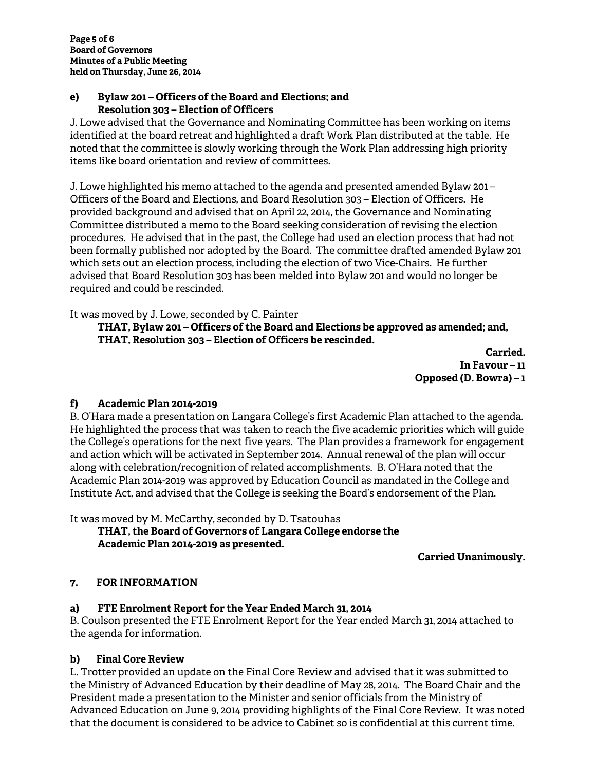### e) Bylaw 201 – Officers of the Board and Elections; and Resolution 303 – Election of Officers

J. Lowe advised that the Governance and Nominating Committee has been working on items identified at the board retreat and highlighted a draft Work Plan distributed at the table. He noted that the committee is slowly working through the Work Plan addressing high priority items like board orientation and review of committees.

J. Lowe highlighted his memo attached to the agenda and presented amended Bylaw 201 – Officers of the Board and Elections, and Board Resolution 303 – Election of Officers. He provided background and advised that on April 22, 2014, the Governance and Nominating Committee distributed a memo to the Board seeking consideration of revising the election procedures. He advised that in the past, the College had used an election process that had not been formally published nor adopted by the Board. The committee drafted amended Bylaw 201 which sets out an election process, including the election of two Vice-Chairs. He further advised that Board Resolution 303 has been melded into Bylaw 201 and would no longer be required and could be rescinded.

It was moved by J. Lowe, seconded by C. Painter

> **THAT, Bylaw 201 – Officers of the Board and Elections be approved as amended; and,**
> **THAT, Resolution 303 – Election of Officers be rescinded.**

**Carried.**
**In Favour – 11**
**Opposed (D. Bowra) – 1**

### f) Academic Plan 2014-2019

B. O'Hara made a presentation on Langara College's first Academic Plan attached to the agenda. He highlighted the process that was taken to reach the five academic priorities which will guide the College's operations for the next five years. The Plan provides a framework for engagement and action which will be activated in September 2014. Annual renewal of the plan will occur along with celebration/recognition of related accomplishments. B. O'Hara noted that the Academic Plan 2014-2019 was approved by Education Council as mandated in the College and Institute Act, and advised that the College is seeking the Board's endorsement of the Plan.

It was moved by M. McCarthy, seconded by D. Tsatouhas

> **THAT, the Board of Governors of Langara College endorse the Academic Plan 2014-2019 as presented.**

**Carried Unanimously.**

## 7. FOR INFORMATION

### a) FTE Enrolment Report for the Year Ended March 31, 2014

B. Coulson presented the FTE Enrolment Report for the Year ended March 31, 2014 attached to the agenda for information.

### b) Final Core Review

L. Trotter provided an update on the Final Core Review and advised that it was submitted to the Ministry of Advanced Education by their deadline of May 28, 2014. The Board Chair and the President made a presentation to the Minister and senior officials from the Ministry of Advanced Education on June 9, 2014 providing highlights of the Final Core Review. It was noted that the document is considered to be advice to Cabinet so is confidential at this current time.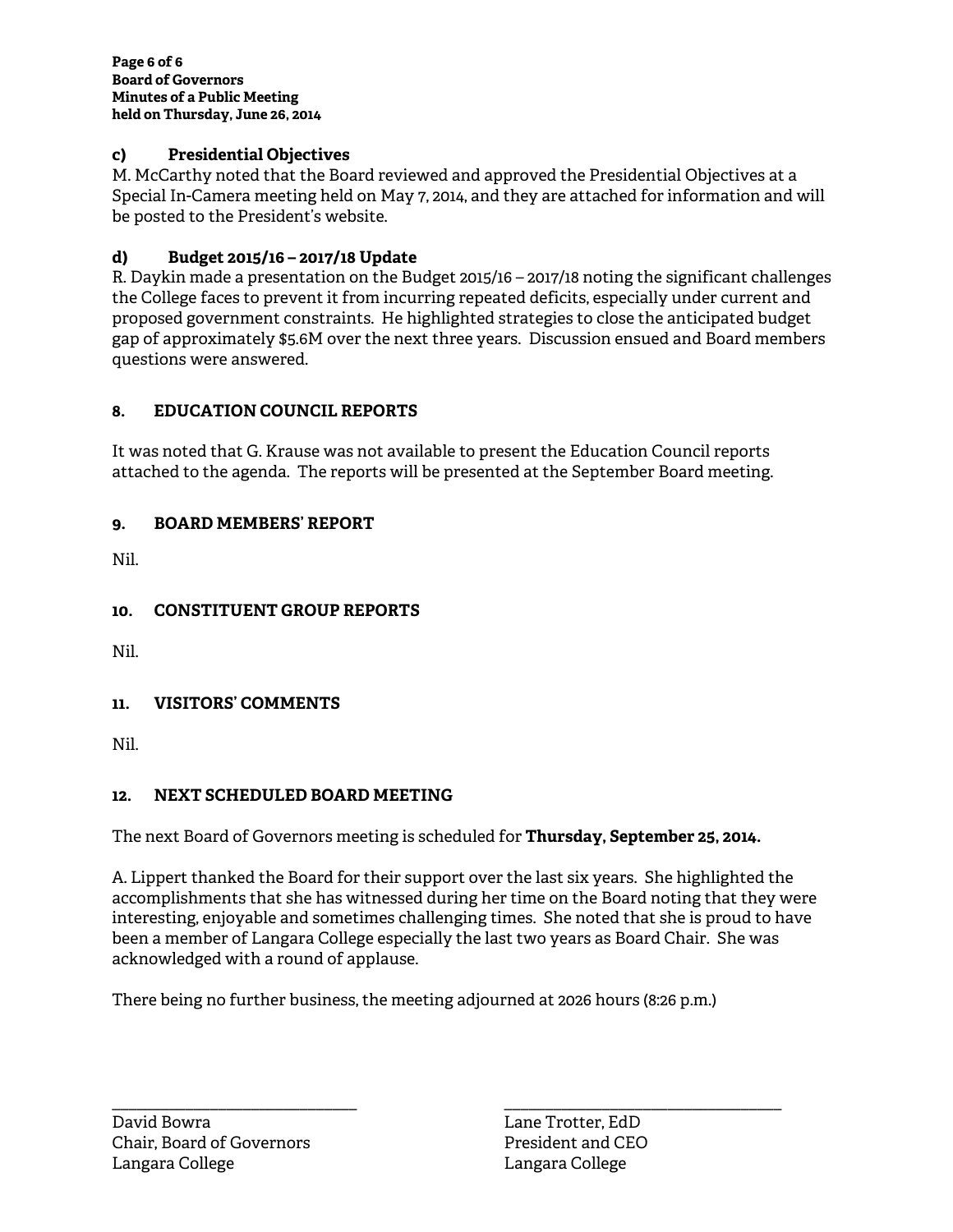### c) Presidential Objectives

M. McCarthy noted that the Board reviewed and approved the Presidential Objectives at a Special In-Camera meeting held on May 7, 2014, and they are attached for information and will be posted to the President's website.

### d) Budget 2015/16 – 2017/18 Update

R. Daykin made a presentation on the Budget 2015/16 – 2017/18 noting the significant challenges the College faces to prevent it from incurring repeated deficits, especially under current and proposed government constraints. He highlighted strategies to close the anticipated budget gap of approximately $5.6M over the next three years. Discussion ensued and Board members questions were answered.

## 8. EDUCATION COUNCIL REPORTS

It was noted that G. Krause was not available to present the Education Council reports attached to the agenda. The reports will be presented at the September Board meeting.

## 9. BOARD MEMBERS' REPORT

Nil.

## 10. CONSTITUENT GROUP REPORTS

Nil.

## 11. VISITORS' COMMENTS

Nil.

## 12. NEXT SCHEDULED BOARD MEETING

The next Board of Governors meeting is scheduled for **Thursday, September 25, 2014.**

A. Lippert thanked the Board for their support over the last six years. She highlighted the accomplishments that she has witnessed during her time on the Board noting that they were interesting, enjoyable and sometimes challenging times. She noted that she is proud to have been a member of Langara College especially the last two years as Board Chair. She was acknowledged with a round of applause.

There being no further business, the meeting adjourned at 2026 hours (8:26 p.m.)

\_\_\_\_\_\_\_\_\_\_\_\_\_\_\_\_\_\_\_\_\_\_\_\_\_\_\_\_\_\_
David Bowra
Chair, Board of Governors
Langara College

\_\_\_\_\_\_\_\_\_\_\_\_\_\_\_\_\_\_\_\_\_\_\_\_\_\_\_\_\_\_
Lane Trotter, EdD
President and CEO
Langara College